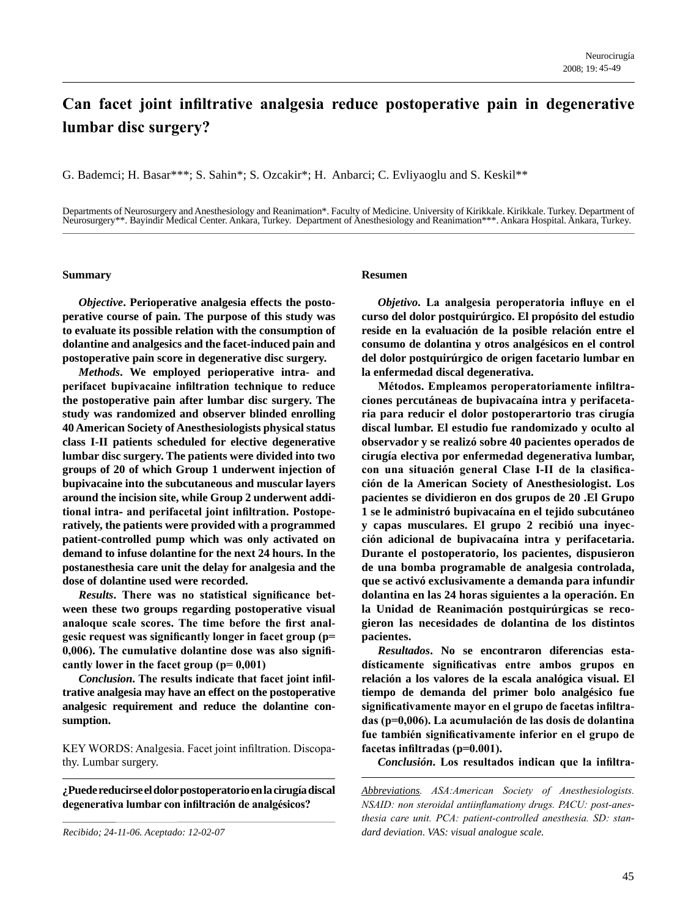# Can facet joint infiltrative analgesia reduce postoperative pain in degenerative lumbar disc surgery?

G. Bademci; H. Basar***; S. Sahin*; S. Ozcakir*; H. Anbarci; C. Evliyaoglu and S. Keskil**

Departments of Neurosurgery and Anesthesiology and Reanimation*. Faculty of Medicine. University of Kirikkale. Kirikkale. Turkey. Department of Neurosurgery**. Bayindir Medical Center. Ankara, Turkey. Department of Anesthesiology and Reanimation***. Ankara Hospital. Ankara, Turkey.

## Summary

***Objective*. Perioperative analgesia effects the postoperative course of pain. The purpose of this study was to evaluate its possible relation with the consumption of dolantine and analgesics and the facet-induced pain and postoperative pain score in degenerative disc surgery.**

***Methods*. We employed perioperative intra- and perifacet bupivacaine infiltration technique to reduce the postoperative pain after lumbar disc surgery. The study was randomized and observer blinded enrolling 40 American Society of Anesthesiologists physical status class I-II patients scheduled for elective degenerative lumbar disc surgery. The patients were divided into two groups of 20 of which Group 1 underwent injection of bupivacaine into the subcutaneous and muscular layers around the incision site, while Group 2 underwent additional intra- and perifacetal joint infiltration. Postoperatively, the patients were provided with a programmed patient-controlled pump which was only activated on demand to infuse dolantine for the next 24 hours. In the postanesthesia care unit the delay for analgesia and the dose of dolantine used were recorded.**

***Results*. There was no statistical significance between these two groups regarding postoperative visual analoque scale scores. The time before the first analgesic request was significantly longer in facet group (p= 0,006). The cumulative dolantine dose was also significantly lower in the facet group (p= 0,001)**

***Conclusion*. The results indicate that facet joint infiltrative analgesia may have an effect on the postoperative analgesic requirement and reduce the dolantine consumption.**

KEY WORDS: Analgesia. Facet joint infiltration. Discopathy. Lumbar surgery.

**¿Puede reducirse el dolor postoperatorio en la cirugía discal degenerativa lumbar con infiltración de analgésicos?**

*Recibido; 24-11-06. Aceptado: 12-02-07*

## Resumen

***Objetivo*. La analgesia peroperatoria influye en el curso del dolor postquirúrgico. El propósito del estudio reside en la evaluación de la posible relación entre el consumo de dolantina y otros analgésicos en el control del dolor postquirúrgico de origen facetario lumbar en la enfermedad discal degenerativa.**

**Métodos. Empleamos peroperatoriamente infiltraciones percutáneas de bupivacaína intra y perifacetaria para reducir el dolor postoperartorio tras cirugía discal lumbar. El estudio fue randomizado y oculto al observador y se realizó sobre 40 pacientes operados de cirugía electiva por enfermedad degenerativa lumbar, con una situación general Clase I-II de la clasificación de la American Society of Anesthesiologist. Los pacientes se dividieron en dos grupos de 20 .El Grupo 1 se le administró bupivacaína en el tejido subcutáneo y capas musculares. El grupo 2 recibió una inyección adicional de bupivacaína intra y perifacetaria. Durante el postoperatorio, los pacientes, dispusieron de una bomba programable de analgesia controlada, que se activó exclusivamente a demanda para infundir dolantina en las 24 horas siguientes a la operación. En la Unidad de Reanimación postquirúrgicas se recogieron las necesidades de dolantina de los distintos pacientes.**

***Resultados*. No se encontraron diferencias estadísticamente significativas entre ambos grupos en relación a los valores de la escala analógica visual. El tiempo de demanda del primer bolo analgésico fue significativamente mayor en el grupo de facetas infiltradas (p=0,006). La acumulación de las dosis de dolantina fue también significativamente inferior en el grupo de facetas infiltradas (p=0.001).**

***Conclusión*. Los resultados indican que la infiltra-**

*Abbreviations. ASA:American Society of Anesthesiologists. NSAID: non steroidal antiinflamationy drugs. PACU: post-anesthesia care unit. PCA: patient-controlled anesthesia. SD: standard deviation. VAS: visual analogue scale.*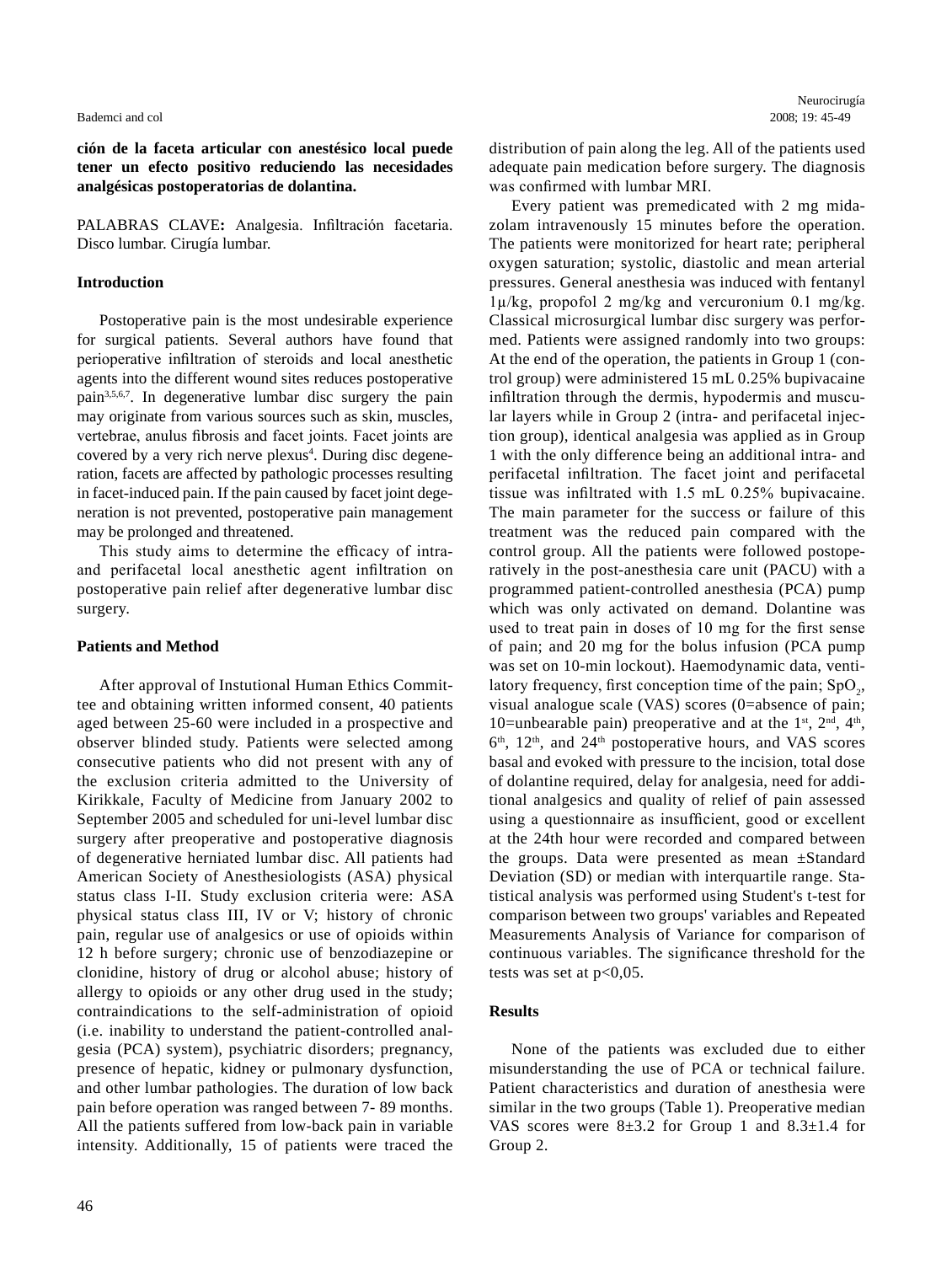**ción de la faceta articular con anestésico local puede tener un efecto positivo reduciendo las necesidades analgésicas postoperatorias de dolantina.**

PALABRAS CLAVE**:** Analgesia. Infiltración facetaria. Disco lumbar. Cirugía lumbar.

### Introduction

Postoperative pain is the most undesirable experience for surgical patients. Several authors have found that perioperative infiltration of steroids and local anesthetic agents into the different wound sites reduces postoperative pain[3,5,6,7]. In degenerative lumbar disc surgery the pain may originate from various sources such as skin, muscles, vertebrae, anulus fibrosis and facet joints. Facet joints are covered by a very rich nerve plexus[4]. During disc degeneration, facets are affected by pathologic processes resulting in facet-induced pain. If the pain caused by facet joint degeneration is not prevented, postoperative pain management may be prolonged and threatened.

This study aims to determine the efficacy of intra- and perifacetal local anesthetic agent infiltration on postoperative pain relief after degenerative lumbar disc surgery.

### Patients and Method

After approval of Instutional Human Ethics Committee and obtaining written informed consent, 40 patients aged between 25-60 were included in a prospective and observer blinded study. Patients were selected among consecutive patients who did not present with any of the exclusion criteria admitted to the University of Kirikkale, Faculty of Medicine from January 2002 to September 2005 and scheduled for uni-level lumbar disc surgery after preoperative and postoperative diagnosis of degenerative herniated lumbar disc. All patients had American Society of Anesthesiologists (ASA) physical status class I-II. Study exclusion criteria were: ASA physical status class III, IV or V; history of chronic pain, regular use of analgesics or use of opioids within 12 h before surgery; chronic use of benzodiazepine or clonidine, history of drug or alcohol abuse; history of allergy to opioids or any other drug used in the study; contraindications to the self-administration of opioid (i.e. inability to understand the patient-controlled analgesia (PCA) system), psychiatric disorders; pregnancy, presence of hepatic, kidney or pulmonary dysfunction, and other lumbar pathologies. The duration of low back pain before operation was ranged between 7- 89 months. All the patients suffered from low-back pain in variable intensity. Additionally, 15 of patients were traced the distribution of pain along the leg. All of the patients used adequate pain medication before surgery. The diagnosis was confirmed with lumbar MRI.

Every patient was premedicated with 2 mg midazolam intravenously 15 minutes before the operation. The patients were monitorized for heart rate; peripheral oxygen saturation; systolic, diastolic and mean arterial pressures. General anesthesia was induced with fentanyl 1μ/kg, propofol 2 mg/kg and vercuronium 0.1 mg/kg. Classical microsurgical lumbar disc surgery was performed. Patients were assigned randomly into two groups: At the end of the operation, the patients in Group 1 (control group) were administered 15 mL 0.25% bupivacaine infiltration through the dermis, hypodermis and muscular layers while in Group 2 (intra- and perifacetal injection group), identical analgesia was applied as in Group 1 with the only difference being an additional intra- and perifacetal infiltration. The facet joint and perifacetal tissue was infiltrated with 1.5 mL 0.25% bupivacaine. The main parameter for the success or failure of this treatment was the reduced pain compared with the control group. All the patients were followed postoperatively in the post-anesthesia care unit (PACU) with a programmed patient-controlled anesthesia (PCA) pump which was only activated on demand. Dolantine was used to treat pain in doses of 10 mg for the first sense of pain; and 20 mg for the bolus infusion (PCA pump was set on 10-min lockout). Haemodynamic data, ventilatory frequency, first conception time of the pain; $SpO_2$, visual analogue scale (VAS) scores (0=absence of pain; 10=unbearable pain) preoperative and at the 1st, 2nd, 4th, 6th, 12th, and 24th postoperative hours, and VAS scores basal and evoked with pressure to the incision, total dose of dolantine required, delay for analgesia, need for additional analgesics and quality of relief of pain assessed using a questionnaire as insufficient, good or excellent at the 24th hour were recorded and compared between the groups. Data were presented as mean ±Standard Deviation (SD) or median with interquartile range. Statistical analysis was performed using Student's t-test for comparison between two groups' variables and Repeated Measurements Analysis of Variance for comparison of continuous variables. The significance threshold for the tests was set at p<0,05.

### Results

None of the patients was excluded due to either misunderstanding the use of PCA or technical failure. Patient characteristics and duration of anesthesia were similar in the two groups (Table 1). Preoperative median VAS scores were 8±3.2 for Group 1 and 8.3±1.4 for Group 2.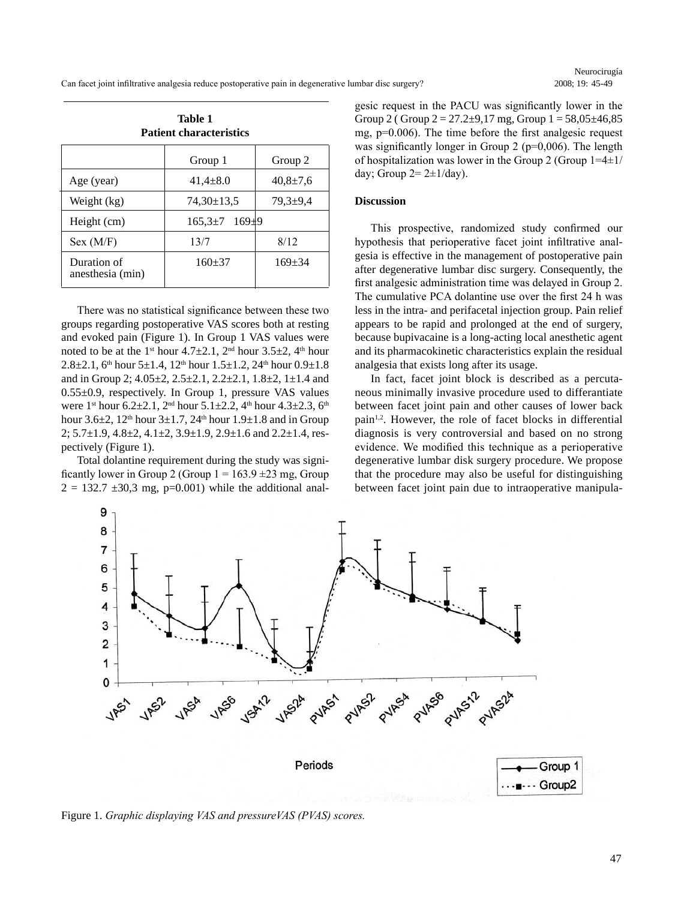**Table 1**
**Patient characteristics**

| | Group 1 | Group 2 |
|---|---|---|
| Age (year) | 41,4±8.0 | 40,8±7,6 |
| Weight (kg) | 74,30±13,5 | 79,3±9,4 |
| Height (cm) | 165,3±7 | 169±9 |
| Sex (M/F) | 13/7 | 8/12 |
| Duration of anesthesia (min) | 160±37 | 169±34 |

There was no statistical significance between these two groups regarding postoperative VAS scores both at resting and evoked pain (Figure 1). In Group 1 VAS values were noted to be at the 1st hour 4.7±2.1, 2nd hour 3.5±2, 4th hour 2.8±2.1, 6th hour 5±1.4, 12th hour 1.5±1.2, 24th hour 0.9±1.8 and in Group 2; 4.05±2, 2.5±2.1, 2.2±2.1, 1.8±2, 1±1.4 and 0.55±0.9, respectively. In Group 1, pressure VAS values were 1st hour 6.2±2.1, 2nd hour 5.1±2.2, 4th hour 4.3±2.3, 6th hour 3.6±2, 12th hour 3±1.7, 24th hour 1.9±1.8 and in Group 2; 5.7±1.9, 4.8±2, 4.1±2, 3.9±1.9, 2.9±1.6 and 2.2±1.4, respectively (Figure 1).

Total dolantine requirement during the study was significantly lower in Group 2 (Group 1 = 163.9 ±23 mg, Group 2 = 132.7 ±30,3 mg, p=0.001) while the additional analgesic request in the PACU was significantly lower in the Group 2 ( Group 2 = 27.2±9,17 mg, Group 1 = 58,05±46,85 mg, p=0.006). The time before the first analgesic request was significantly longer in Group 2 (p=0,006). The length of hospitalization was lower in the Group 2 (Group 1=4±1/day; Group 2= 2±1/day).

## Discussion

This prospective, randomized study confirmed our hypothesis that perioperative facet joint infiltrative analgesia is effective in the management of postoperative pain after degenerative lumbar disc surgery. Consequently, the first analgesic administration time was delayed in Group 2. The cumulative PCA dolantine use over the first 24 h was less in the intra- and perifacetal injection group. Pain relief appears to be rapid and prolonged at the end of surgery, because bupivacaine is a long-acting local anesthetic agent and its pharmacokinetic characteristics explain the residual analgesia that exists long after its usage.

In fact, facet joint block is described as a percutaneous minimally invasive procedure used to differantiate between facet joint pain and other causes of lower back pain[1,2]. However, the role of facet blocks in differential diagnosis is very controversial and based on no strong evidence. We modified this technique as a perioperative degenerative lumbar disk surgery procedure. We propose that the procedure may also be useful for distinguishing between facet joint pain due to intraoperative manipula-

9
8
7
6
5
4
3
2
1
0

VAS1 VAS2 VAS4 VAS6 VSA12 VAS24 PVAS1 PVAS2 PVAS4 PVAS6 PVAS12 PVAS24

Periods

Group 1
Group2

Figure 1. *Graphic displaying VAS and pressureVAS (PVAS) scores.*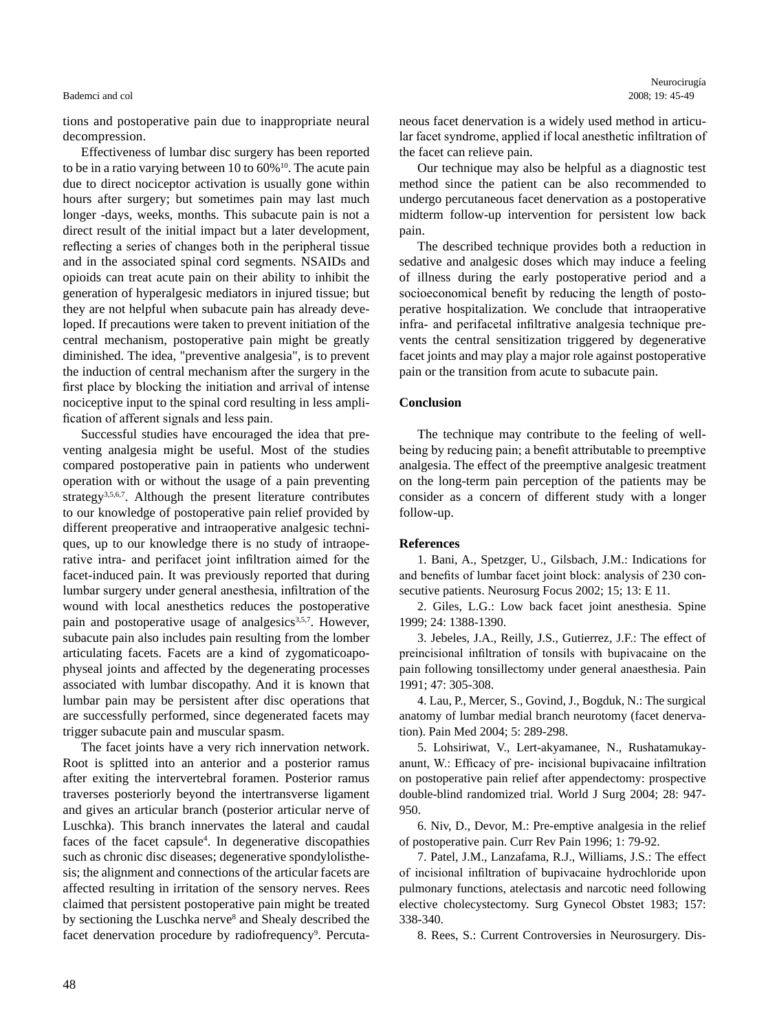tions and postoperative pain due to inappropriate neural decompression.

Effectiveness of lumbar disc surgery has been reported to be in a ratio varying between 10 to 60%[10]. The acute pain due to direct nociceptor activation is usually gone within hours after surgery; but sometimes pain may last much longer -days, weeks, months. This subacute pain is not a direct result of the initial impact but a later development, reflecting a series of changes both in the peripheral tissue and in the associated spinal cord segments. NSAIDs and opioids can treat acute pain on their ability to inhibit the generation of hyperalgesic mediators in injured tissue; but they are not helpful when subacute pain has already developed. If precautions were taken to prevent initiation of the central mechanism, postoperative pain might be greatly diminished. The idea, "preventive analgesia", is to prevent the induction of central mechanism after the surgery in the first place by blocking the initiation and arrival of intense nociceptive input to the spinal cord resulting in less amplification of afferent signals and less pain.

Successful studies have encouraged the idea that preventing analgesia might be useful. Most of the studies compared postoperative pain in patients who underwent operation with or without the usage of a pain preventing strategy[3,5,6,7]. Although the present literature contributes to our knowledge of postoperative pain relief provided by different preoperative and intraoperative analgesic techniques, up to our knowledge there is no study of intraoperative intra- and perifacet joint infiltration aimed for the facet-induced pain. It was previously reported that during lumbar surgery under general anesthesia, infiltration of the wound with local anesthetics reduces the postoperative pain and postoperative usage of analgesics[3,5,7]. However, subacute pain also includes pain resulting from the lomber articulating facets. Facets are a kind of zygomaticoapophyseal joints and affected by the degenerating processes associated with lumbar discopathy. And it is known that lumbar pain may be persistent after disc operations that are successfully performed, since degenerated facets may trigger subacute pain and muscular spasm.

The facet joints have a very rich innervation network. Root is splitted into an anterior and a posterior ramus after exiting the intervertebral foramen. Posterior ramus traverses posteriorly beyond the intertransverse ligament and gives an articular branch (posterior articular nerve of Luschka). This branch innervates the lateral and caudal faces of the facet capsule[4]. In degenerative discopathies such as chronic disc diseases; degenerative spondylolisthesis; the alignment and connections of the articular facets are affected resulting in irritation of the sensory nerves. Rees claimed that persistent postoperative pain might be treated by sectioning the Luschka nerve[8] and Shealy described the facet denervation procedure by radiofrequency[9]. Percutaneous facet denervation is a widely used method in articular facet syndrome, applied if local anesthetic infiltration of the facet can relieve pain.

Our technique may also be helpful as a diagnostic test method since the patient can be also recommended to undergo percutaneous facet denervation as a postoperative midterm follow-up intervention for persistent low back pain.

The described technique provides both a reduction in sedative and analgesic doses which may induce a feeling of illness during the early postoperative period and a socioeconomical benefit by reducing the length of postoperative hospitalization. We conclude that intraoperative infra- and perifacetal infiltrative analgesia technique prevents the central sensitization triggered by degenerative facet joints and may play a major role against postoperative pain or the transition from acute to subacute pain.

## Conclusion

The technique may contribute to the feeling of well-being by reducing pain; a benefit attributable to preemptive analgesia. The effect of the preemptive analgesic treatment on the long-term pain perception of the patients may be consider as a concern of different study with a longer follow-up.

## References

1. Bani, A., Spetzger, U., Gilsbach, J.M.: Indications for and benefits of lumbar facet joint block: analysis of 230 consecutive patients. Neurosurg Focus 2002; 15; 13: E 11.

2. Giles, L.G.: Low back facet joint anesthesia. Spine 1999; 24: 1388-1390.

3. Jebeles, J.A., Reilly, J.S., Gutierrez, J.F.: The effect of preincisional infiltration of tonsils with bupivacaine on the pain following tonsillectomy under general anaesthesia. Pain 1991; 47: 305-308.

4. Lau, P., Mercer, S., Govind, J., Bogduk, N.: The surgical anatomy of lumbar medial branch neurotomy (facet denervation). Pain Med 2004; 5: 289-298.

5. Lohsiriwat, V., Lert-akyamanee, N., Rushatamukayanunt, W.: Efficacy of pre- incisional bupivacaine infiltration on postoperative pain relief after appendectomy: prospective double-blind randomized trial. World J Surg 2004; 28: 947-950.

6. Niv, D., Devor, M.: Pre-emptive analgesia in the relief of postoperative pain. Curr Rev Pain 1996; 1: 79-92.

7. Patel, J.M., Lanzafama, R.J., Williams, J.S.: The effect of incisional infiltration of bupivacaine hydrochloride upon pulmonary functions, atelectasis and narcotic need following elective cholecystectomy. Surg Gynecol Obstet 1983; 157: 338-340.

8. Rees, S.: Current Controversies in Neurosurgery. Dis-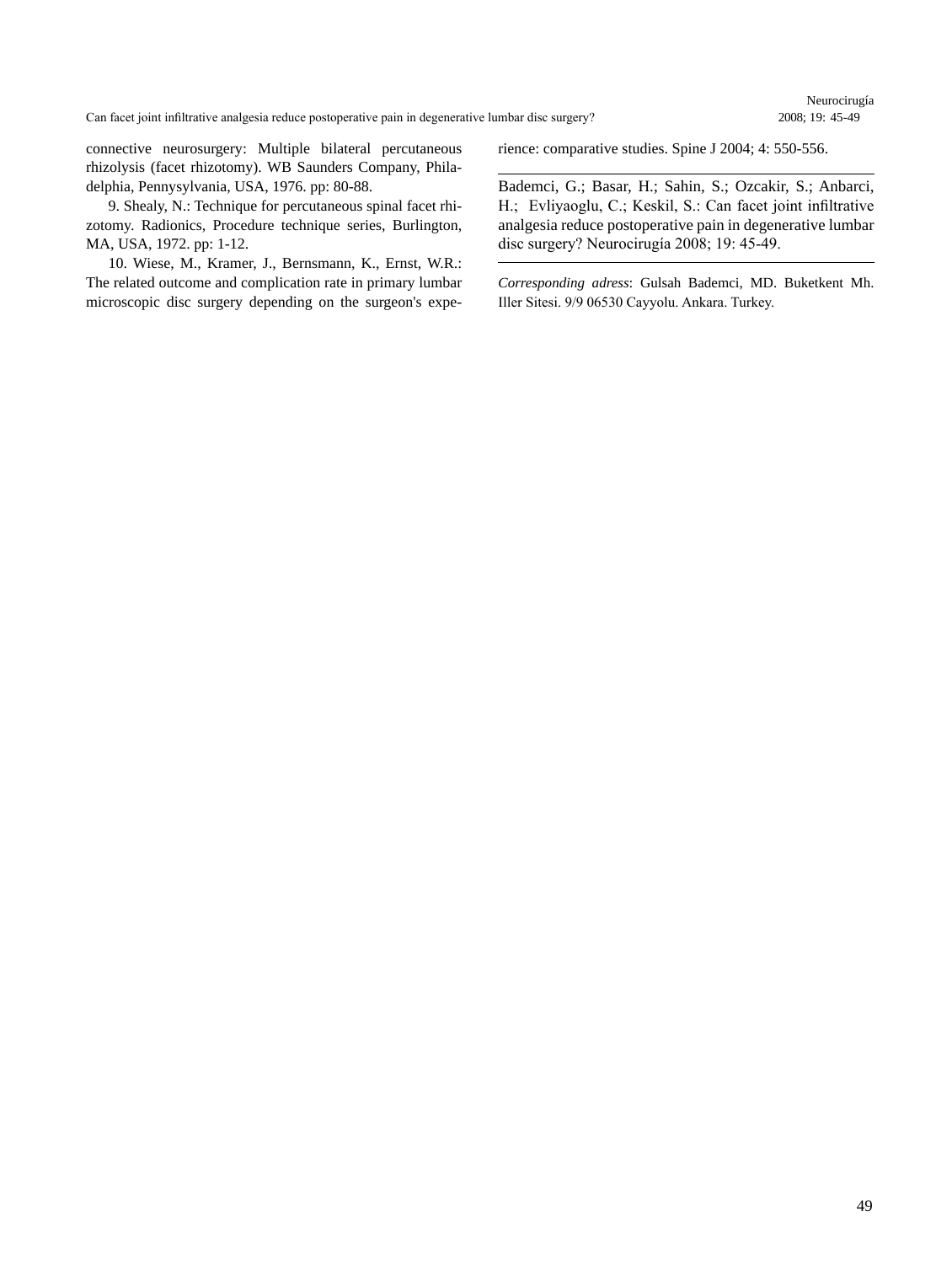connective neurosurgery: Multiple bilateral percutaneous rhizolysis (facet rhizotomy). WB Saunders Company, Philadelphia, Pennsylvania, USA, 1976. pp: 80-88.

9. Shealy, N.: Technique for percutaneous spinal facet rhizotomy. Radionics, Procedure technique series, Burlington, MA, USA, 1972. pp: 1-12.

10. Wiese, M., Kramer, J., Bernsmann, K., Ernst, W.R.: The related outcome and complication rate in primary lumbar microscopic disc surgery depending on the surgeon's experience: comparative studies. Spine J 2004; 4: 550-556.

---

Bademci, G.; Basar, H.; Sahin, S.; Ozcakir, S.; Anbarci, H.; Evliyaoglu, C.; Keskil, S.: Can facet joint infiltrative analgesia reduce postoperative pain in degenerative lumbar disc surgery? Neurocirugía 2008; 19: 45-49.

---

*Corresponding adress*: Gulsah Bademci, MD. Buketkent Mh. Iller Sitesi. 9/9 06530 Cayyolu. Ankara. Turkey.